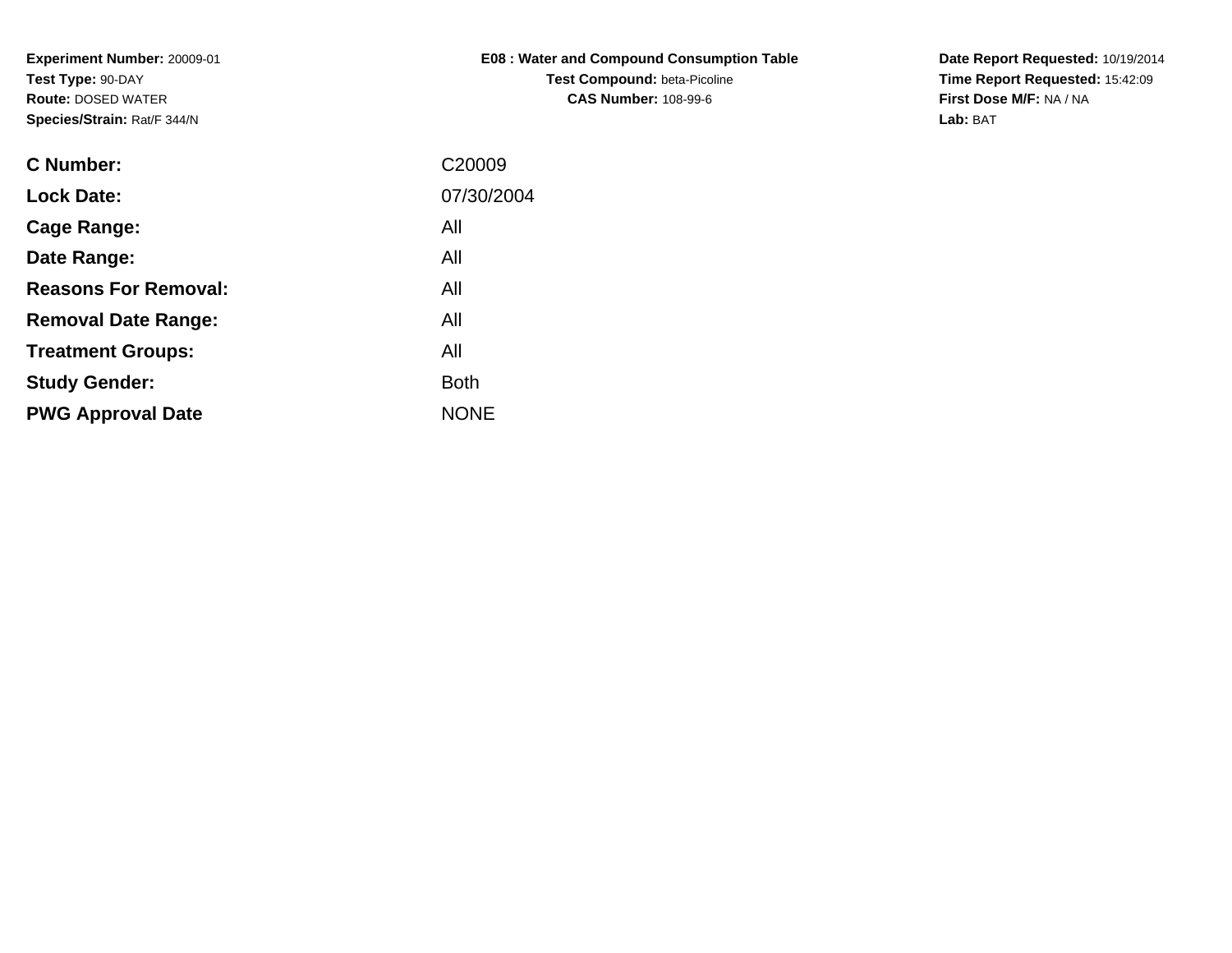**Experiment Number:** 20009-01
**Test Type:** 90-DAY
**Route:** DOSED WATER
**Species/Strain:** Rat/F 344/N

**E08 : Water and Compound Consumption Table**
**Test Compound:** beta-Picoline
**CAS Number:** 108-99-6

**Date Report Requested:** 10/19/2014
**Time Report Requested:** 15:42:09
**First Dose M/F:** NA / NA
**Lab:** BAT

| | |
|---|---|
| **C Number:** | C20009 |
| **Lock Date:** | 07/30/2004 |
| **Cage Range:** | All |
| **Date Range:** | All |
| **Reasons For Removal:** | All |
| **Removal Date Range:** | All |
| **Treatment Groups:** | All |
| **Study Gender:** | Both |
| **PWG Approval Date** | NONE |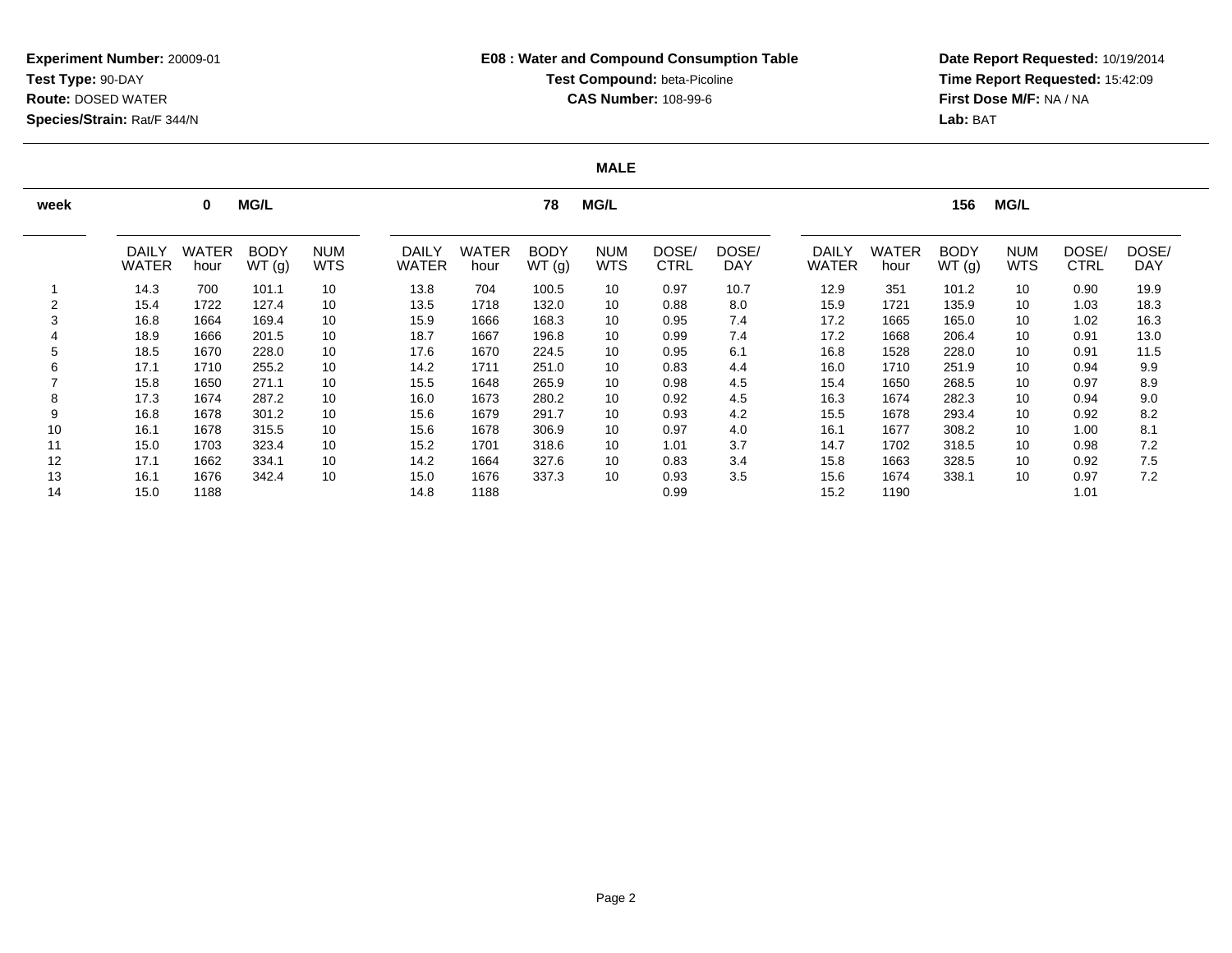**Experiment Number:** 20009-01
**Test Type:** 90-DAY
**Route:** DOSED WATER
**Species/Strain:** Rat/F 344/N

**E08 : Water and Compound Consumption Table**
**Test Compound:** beta-Picoline
**CAS Number:** 108-99-6

**Date Report Requested:** 10/19/2014
**Time Report Requested:** 15:42:09
**First Dose M/F:** NA / NA
**Lab:** BAT

**MALE**

| week | 0 MG/L | | | | 78 MG/L | | | | | | 156 MG/L | | | | | |
|---|---|---|---|---|---|---|---|---|---|---|---|---|---|---|---|---|
| | DAILY WATER | WATER hour | BODY WT (g) | NUM WTS | DAILY WATER | WATER hour | BODY WT (g) | NUM WTS | DOSE/ CTRL | DOSE/ DAY | DAILY WATER | WATER hour | BODY WT (g) | NUM WTS | DOSE/ CTRL | DOSE/ DAY |
| 1 | 14.3 | 700 | 101.1 | 10 | 13.8 | 704 | 100.5 | 10 | 0.97 | 10.7 | 12.9 | 351 | 101.2 | 10 | 0.90 | 19.9 |
| 2 | 15.4 | 1722 | 127.4 | 10 | 13.5 | 1718 | 132.0 | 10 | 0.88 | 8.0 | 15.9 | 1721 | 135.9 | 10 | 1.03 | 18.3 |
| 3 | 16.8 | 1664 | 169.4 | 10 | 15.9 | 1666 | 168.3 | 10 | 0.95 | 7.4 | 17.2 | 1665 | 165.0 | 10 | 1.02 | 16.3 |
| 4 | 18.9 | 1666 | 201.5 | 10 | 18.7 | 1667 | 196.8 | 10 | 0.99 | 7.4 | 17.2 | 1668 | 206.4 | 10 | 0.91 | 13.0 |
| 5 | 18.5 | 1670 | 228.0 | 10 | 17.6 | 1670 | 224.5 | 10 | 0.95 | 6.1 | 16.8 | 1528 | 228.0 | 10 | 0.91 | 11.5 |
| 6 | 17.1 | 1710 | 255.2 | 10 | 14.2 | 1711 | 251.0 | 10 | 0.83 | 4.4 | 16.0 | 1710 | 251.9 | 10 | 0.94 | 9.9 |
| 7 | 15.8 | 1650 | 271.1 | 10 | 15.5 | 1648 | 265.9 | 10 | 0.98 | 4.5 | 15.4 | 1650 | 268.5 | 10 | 0.97 | 8.9 |
| 8 | 17.3 | 1674 | 287.2 | 10 | 16.0 | 1673 | 280.2 | 10 | 0.92 | 4.5 | 16.3 | 1674 | 282.3 | 10 | 0.94 | 9.0 |
| 9 | 16.8 | 1678 | 301.2 | 10 | 15.6 | 1679 | 291.7 | 10 | 0.93 | 4.2 | 15.5 | 1678 | 293.4 | 10 | 0.92 | 8.2 |
| 10 | 16.1 | 1678 | 315.5 | 10 | 15.6 | 1678 | 306.9 | 10 | 0.97 | 4.0 | 16.1 | 1677 | 308.2 | 10 | 1.00 | 8.1 |
| 11 | 15.0 | 1703 | 323.4 | 10 | 15.2 | 1701 | 318.6 | 10 | 1.01 | 3.7 | 14.7 | 1702 | 318.5 | 10 | 0.98 | 7.2 |
| 12 | 17.1 | 1662 | 334.1 | 10 | 14.2 | 1664 | 327.6 | 10 | 0.83 | 3.4 | 15.8 | 1663 | 328.5 | 10 | 0.92 | 7.5 |
| 13 | 16.1 | 1676 | 342.4 | 10 | 15.0 | 1676 | 337.3 | 10 | 0.93 | 3.5 | 15.6 | 1674 | 338.1 | 10 | 0.97 | 7.2 |
| 14 | 15.0 | 1188 | | | 14.8 | 1188 | | | 0.99 | | 15.2 | 1190 | | | 1.01 | |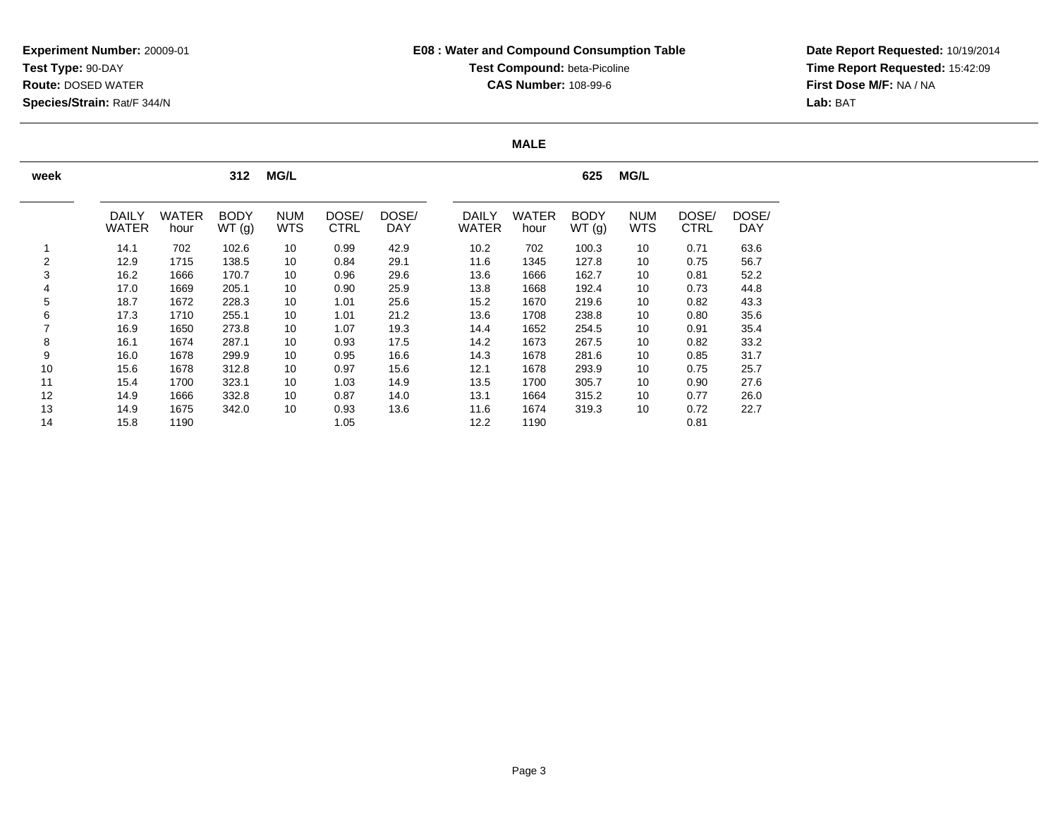**Experiment Number:** 20009-01
**Test Type:** 90-DAY
**Route:** DOSED WATER
**Species/Strain:** Rat/F 344/N

**E08 : Water and Compound Consumption Table**
**Test Compound:** beta-Picoline
**CAS Number:** 108-99-6

**Date Report Requested:** 10/19/2014
**Time Report Requested:** 15:42:09
**First Dose M/F:** NA / NA
**Lab:** BAT

**MALE**

| week | 312 MG/L | | | | | | 625 MG/L | | | | | |
|---|---|---|---|---|---|---|---|---|---|---|---|---|
| | DAILY WATER | WATER hour | BODY WT (g) | NUM WTS | DOSE/ CTRL | DOSE/ DAY | DAILY WATER | WATER hour | BODY WT (g) | NUM WTS | DOSE/ CTRL | DOSE/ DAY |
| 1 | 14.1 | 702 | 102.6 | 10 | 0.99 | 42.9 | 10.2 | 702 | 100.3 | 10 | 0.71 | 63.6 |
| 2 | 12.9 | 1715 | 138.5 | 10 | 0.84 | 29.1 | 11.6 | 1345 | 127.8 | 10 | 0.75 | 56.7 |
| 3 | 16.2 | 1666 | 170.7 | 10 | 0.96 | 29.6 | 13.6 | 1666 | 162.7 | 10 | 0.81 | 52.2 |
| 4 | 17.0 | 1669 | 205.1 | 10 | 0.90 | 25.9 | 13.8 | 1668 | 192.4 | 10 | 0.73 | 44.8 |
| 5 | 18.7 | 1672 | 228.3 | 10 | 1.01 | 25.6 | 15.2 | 1670 | 219.6 | 10 | 0.82 | 43.3 |
| 6 | 17.3 | 1710 | 255.1 | 10 | 1.01 | 21.2 | 13.6 | 1708 | 238.8 | 10 | 0.80 | 35.6 |
| 7 | 16.9 | 1650 | 273.8 | 10 | 1.07 | 19.3 | 14.4 | 1652 | 254.5 | 10 | 0.91 | 35.4 |
| 8 | 16.1 | 1674 | 287.1 | 10 | 0.93 | 17.5 | 14.2 | 1673 | 267.5 | 10 | 0.82 | 33.2 |
| 9 | 16.0 | 1678 | 299.9 | 10 | 0.95 | 16.6 | 14.3 | 1678 | 281.6 | 10 | 0.85 | 31.7 |
| 10 | 15.6 | 1678 | 312.8 | 10 | 0.97 | 15.6 | 12.1 | 1678 | 293.9 | 10 | 0.75 | 25.7 |
| 11 | 15.4 | 1700 | 323.1 | 10 | 1.03 | 14.9 | 13.5 | 1700 | 305.7 | 10 | 0.90 | 27.6 |
| 12 | 14.9 | 1666 | 332.8 | 10 | 0.87 | 14.0 | 13.1 | 1664 | 315.2 | 10 | 0.77 | 26.0 |
| 13 | 14.9 | 1675 | 342.0 | 10 | 0.93 | 13.6 | 11.6 | 1674 | 319.3 | 10 | 0.72 | 22.7 |
| 14 | 15.8 | 1190 | | | 1.05 | | 12.2 | 1190 | | | 0.81 | |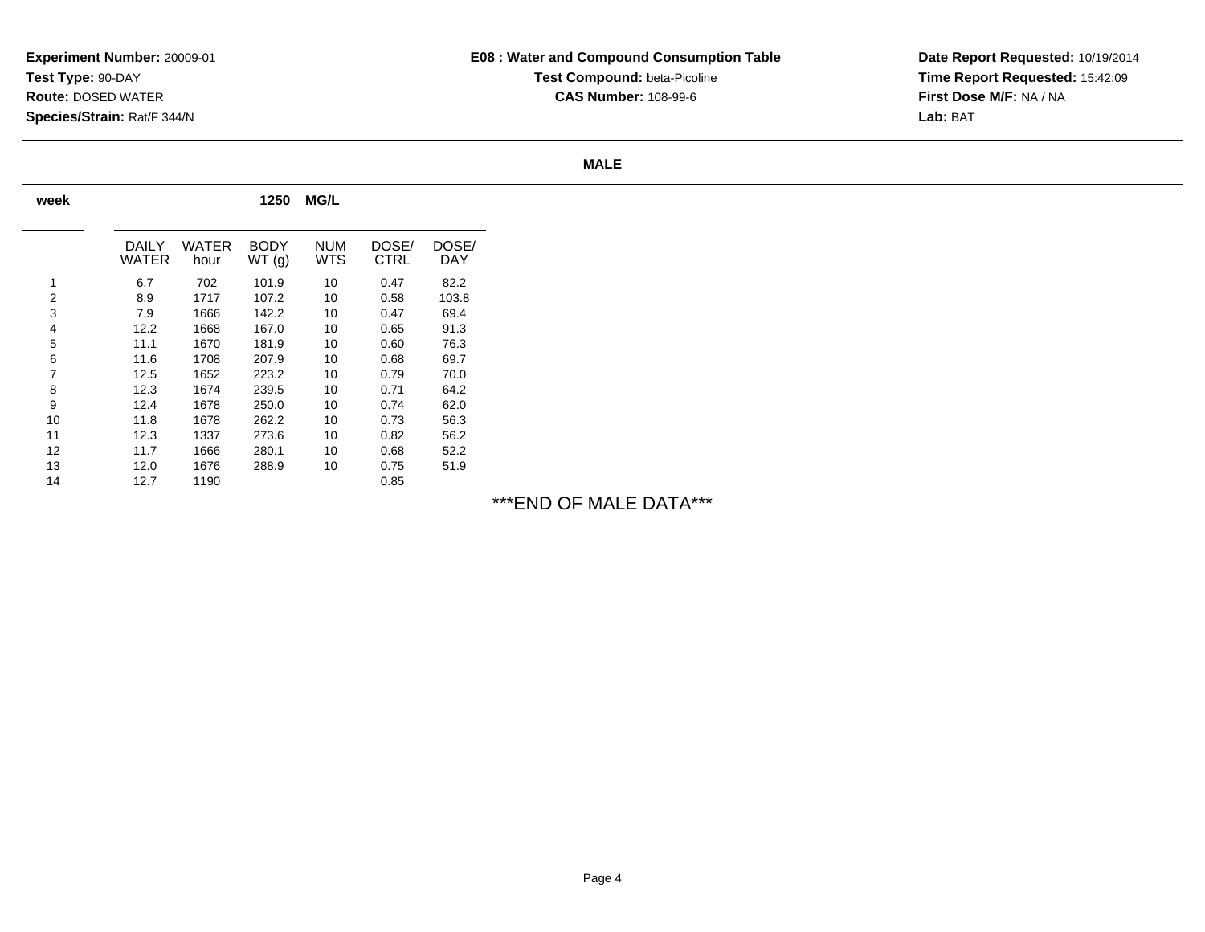**Experiment Number:** 20009-01
**Test Type:** 90-DAY
**Route:** DOSED WATER
**Species/Strain:** Rat/F 344/N

**E08 : Water and Compound Consumption Table**
**Test Compound:** beta-Picoline
**CAS Number:** 108-99-6

**Date Report Requested:** 10/19/2014
**Time Report Requested:** 15:42:09
**First Dose M/F:** NA / NA
**Lab:** BAT

**MALE**

| week | 1250 MG/L | | | | | |
|---|---|---|---|---|---|---|
| | DAILY WATER | WATER hour | BODY WT (g) | NUM WTS | DOSE/ CTRL | DOSE/ DAY |
| 1 | 6.7 | 702 | 101.9 | 10 | 0.47 | 82.2 |
| 2 | 8.9 | 1717 | 107.2 | 10 | 0.58 | 103.8 |
| 3 | 7.9 | 1666 | 142.2 | 10 | 0.47 | 69.4 |
| 4 | 12.2 | 1668 | 167.0 | 10 | 0.65 | 91.3 |
| 5 | 11.1 | 1670 | 181.9 | 10 | 0.60 | 76.3 |
| 6 | 11.6 | 1708 | 207.9 | 10 | 0.68 | 69.7 |
| 7 | 12.5 | 1652 | 223.2 | 10 | 0.79 | 70.0 |
| 8 | 12.3 | 1674 | 239.5 | 10 | 0.71 | 64.2 |
| 9 | 12.4 | 1678 | 250.0 | 10 | 0.74 | 62.0 |
| 10 | 11.8 | 1678 | 262.2 | 10 | 0.73 | 56.3 |
| 11 | 12.3 | 1337 | 273.6 | 10 | 0.82 | 56.2 |
| 12 | 11.7 | 1666 | 280.1 | 10 | 0.68 | 52.2 |
| 13 | 12.0 | 1676 | 288.9 | 10 | 0.75 | 51.9 |
| 14 | 12.7 | 1190 | | | 0.85 | |

***END OF MALE DATA***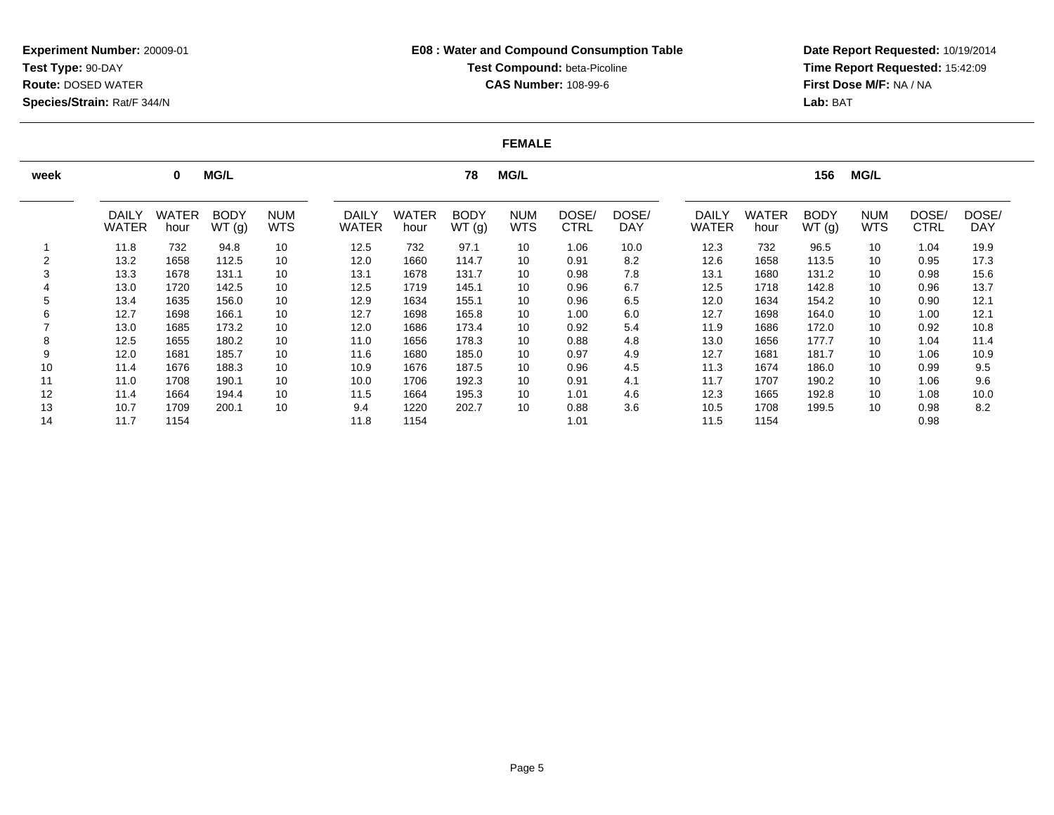**Experiment Number:** 20009-01
**Test Type:** 90-DAY
**Route:** DOSED WATER
**Species/Strain:** Rat/F 344/N

**E08 : Water and Compound Consumption Table**
**Test Compound:** beta-Picoline
**CAS Number:** 108-99-6

**Date Report Requested:** 10/19/2014
**Time Report Requested:** 15:42:09
**First Dose M/F:** NA / NA
**Lab:** BAT

**FEMALE**

| week | 0 MG/L | | | | 78 MG/L | | | | | | 156 MG/L | | | | | |
|---|---|---|---|---|---|---|---|---|---|---|---|---|---|---|---|---|
| | DAILY WATER | WATER hour | BODY WT (g) | NUM WTS | DAILY WATER | WATER hour | BODY WT (g) | NUM WTS | DOSE/ CTRL | DOSE/ DAY | DAILY WATER | WATER hour | BODY WT (g) | NUM WTS | DOSE/ CTRL | DOSE/ DAY |
| 1 | 11.8 | 732 | 94.8 | 10 | 12.5 | 732 | 97.1 | 10 | 1.06 | 10.0 | 12.3 | 732 | 96.5 | 10 | 1.04 | 19.9 |
| 2 | 13.2 | 1658 | 112.5 | 10 | 12.0 | 1660 | 114.7 | 10 | 0.91 | 8.2 | 12.6 | 1658 | 113.5 | 10 | 0.95 | 17.3 |
| 3 | 13.3 | 1678 | 131.1 | 10 | 13.1 | 1678 | 131.7 | 10 | 0.98 | 7.8 | 13.1 | 1680 | 131.2 | 10 | 0.98 | 15.6 |
| 4 | 13.0 | 1720 | 142.5 | 10 | 12.5 | 1719 | 145.1 | 10 | 0.96 | 6.7 | 12.5 | 1718 | 142.8 | 10 | 0.96 | 13.7 |
| 5 | 13.4 | 1635 | 156.0 | 10 | 12.9 | 1634 | 155.1 | 10 | 0.96 | 6.5 | 12.0 | 1634 | 154.2 | 10 | 0.90 | 12.1 |
| 6 | 12.7 | 1698 | 166.1 | 10 | 12.7 | 1698 | 165.8 | 10 | 1.00 | 6.0 | 12.7 | 1698 | 164.0 | 10 | 1.00 | 12.1 |
| 7 | 13.0 | 1685 | 173.2 | 10 | 12.0 | 1686 | 173.4 | 10 | 0.92 | 5.4 | 11.9 | 1686 | 172.0 | 10 | 0.92 | 10.8 |
| 8 | 12.5 | 1655 | 180.2 | 10 | 11.0 | 1656 | 178.3 | 10 | 0.88 | 4.8 | 13.0 | 1656 | 177.7 | 10 | 1.04 | 11.4 |
| 9 | 12.0 | 1681 | 185.7 | 10 | 11.6 | 1680 | 185.0 | 10 | 0.97 | 4.9 | 12.7 | 1681 | 181.7 | 10 | 1.06 | 10.9 |
| 10 | 11.4 | 1676 | 188.3 | 10 | 10.9 | 1676 | 187.5 | 10 | 0.96 | 4.5 | 11.3 | 1674 | 186.0 | 10 | 0.99 | 9.5 |
| 11 | 11.0 | 1708 | 190.1 | 10 | 10.0 | 1706 | 192.3 | 10 | 0.91 | 4.1 | 11.7 | 1707 | 190.2 | 10 | 1.06 | 9.6 |
| 12 | 11.4 | 1664 | 194.4 | 10 | 11.5 | 1664 | 195.3 | 10 | 1.01 | 4.6 | 12.3 | 1665 | 192.8 | 10 | 1.08 | 10.0 |
| 13 | 10.7 | 1709 | 200.1 | 10 | 9.4 | 1220 | 202.7 | 10 | 0.88 | 3.6 | 10.5 | 1708 | 199.5 | 10 | 0.98 | 8.2 |
| 14 | 11.7 | 1154 | | | 11.8 | 1154 | | | 1.01 | | 11.5 | 1154 | | | 0.98 | |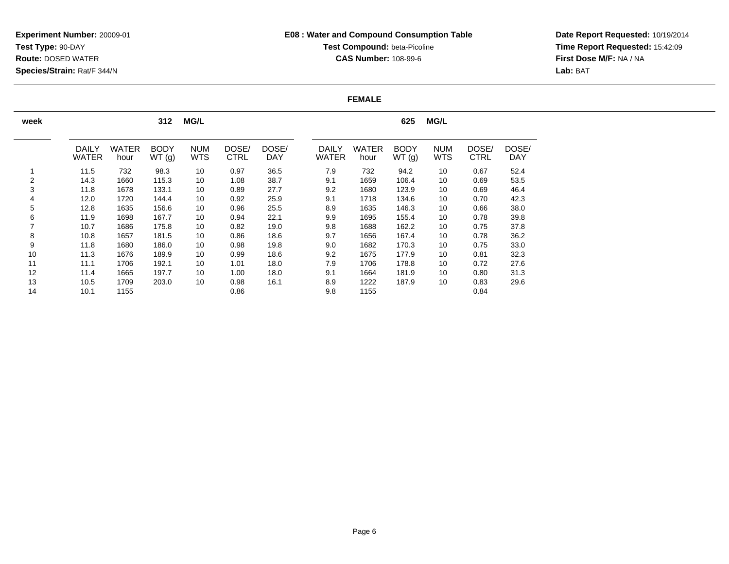**Experiment Number:** 20009-01
**Test Type:** 90-DAY
**Route:** DOSED WATER
**Species/Strain:** Rat/F 344/N

**E08 : Water and Compound Consumption Table**
**Test Compound:** beta-Picoline
**CAS Number:** 108-99-6

**Date Report Requested:** 10/19/2014
**Time Report Requested:** 15:42:09
**First Dose M/F:** NA / NA
**Lab:** BAT

**FEMALE**

| week | 312 MG/L | | | | | | 625 MG/L | | | | | |
|---|---|---|---|---|---|---|---|---|---|---|---|---|
| | DAILY WATER | WATER hour | BODY WT (g) | NUM WTS | DOSE/ CTRL | DOSE/ DAY | DAILY WATER | WATER hour | BODY WT (g) | NUM WTS | DOSE/ CTRL | DOSE/ DAY |
| 1 | 11.5 | 732 | 98.3 | 10 | 0.97 | 36.5 | 7.9 | 732 | 94.2 | 10 | 0.67 | 52.4 |
| 2 | 14.3 | 1660 | 115.3 | 10 | 1.08 | 38.7 | 9.1 | 1659 | 106.4 | 10 | 0.69 | 53.5 |
| 3 | 11.8 | 1678 | 133.1 | 10 | 0.89 | 27.7 | 9.2 | 1680 | 123.9 | 10 | 0.69 | 46.4 |
| 4 | 12.0 | 1720 | 144.4 | 10 | 0.92 | 25.9 | 9.1 | 1718 | 134.6 | 10 | 0.70 | 42.3 |
| 5 | 12.8 | 1635 | 156.6 | 10 | 0.96 | 25.5 | 8.9 | 1635 | 146.3 | 10 | 0.66 | 38.0 |
| 6 | 11.9 | 1698 | 167.7 | 10 | 0.94 | 22.1 | 9.9 | 1695 | 155.4 | 10 | 0.78 | 39.8 |
| 7 | 10.7 | 1686 | 175.8 | 10 | 0.82 | 19.0 | 9.8 | 1688 | 162.2 | 10 | 0.75 | 37.8 |
| 8 | 10.8 | 1657 | 181.5 | 10 | 0.86 | 18.6 | 9.7 | 1656 | 167.4 | 10 | 0.78 | 36.2 |
| 9 | 11.8 | 1680 | 186.0 | 10 | 0.98 | 19.8 | 9.0 | 1682 | 170.3 | 10 | 0.75 | 33.0 |
| 10 | 11.3 | 1676 | 189.9 | 10 | 0.99 | 18.6 | 9.2 | 1675 | 177.9 | 10 | 0.81 | 32.3 |
| 11 | 11.1 | 1706 | 192.1 | 10 | 1.01 | 18.0 | 7.9 | 1706 | 178.8 | 10 | 0.72 | 27.6 |
| 12 | 11.4 | 1665 | 197.7 | 10 | 1.00 | 18.0 | 9.1 | 1664 | 181.9 | 10 | 0.80 | 31.3 |
| 13 | 10.5 | 1709 | 203.0 | 10 | 0.98 | 16.1 | 8.9 | 1222 | 187.9 | 10 | 0.83 | 29.6 |
| 14 | 10.1 | 1155 | | | 0.86 | | 9.8 | 1155 | | | 0.84 | |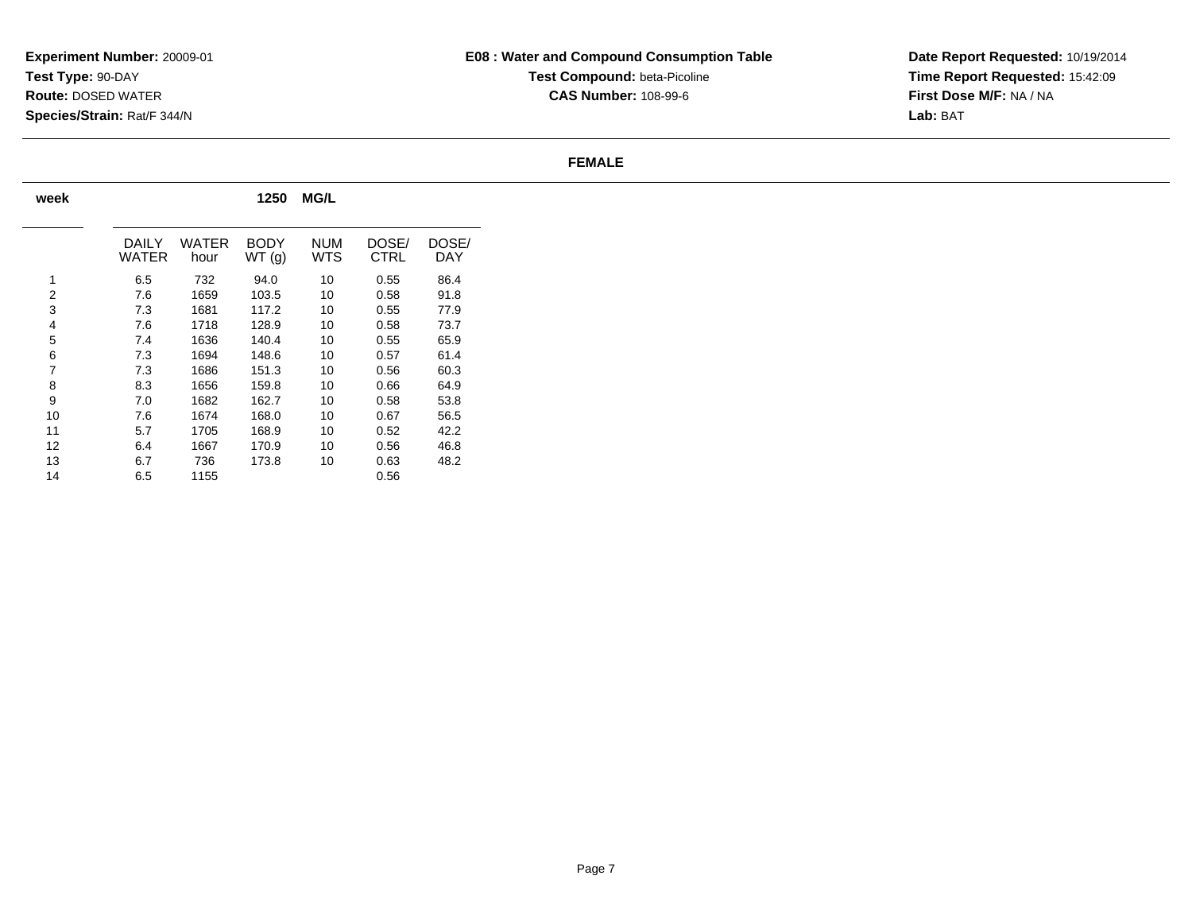**Experiment Number:** 20009-01
**Test Type:** 90-DAY
**Route:** DOSED WATER
**Species/Strain:** Rat/F 344/N

**E08 : Water and Compound Consumption Table**
**Test Compound:** beta-Picoline
**CAS Number:** 108-99-6

**Date Report Requested:** 10/19/2014
**Time Report Requested:** 15:42:09
**First Dose M/F:** NA / NA
**Lab:** BAT

**FEMALE**

| week | 1250 MG/L | | | | | |
|---|---|---|---|---|---|---|
| | DAILY WATER | WATER hour | BODY WT (g) | NUM WTS | DOSE/ CTRL | DOSE/ DAY |
| 1 | 6.5 | 732 | 94.0 | 10 | 0.55 | 86.4 |
| 2 | 7.6 | 1659 | 103.5 | 10 | 0.58 | 91.8 |
| 3 | 7.3 | 1681 | 117.2 | 10 | 0.55 | 77.9 |
| 4 | 7.6 | 1718 | 128.9 | 10 | 0.58 | 73.7 |
| 5 | 7.4 | 1636 | 140.4 | 10 | 0.55 | 65.9 |
| 6 | 7.3 | 1694 | 148.6 | 10 | 0.57 | 61.4 |
| 7 | 7.3 | 1686 | 151.3 | 10 | 0.56 | 60.3 |
| 8 | 8.3 | 1656 | 159.8 | 10 | 0.66 | 64.9 |
| 9 | 7.0 | 1682 | 162.7 | 10 | 0.58 | 53.8 |
| 10 | 7.6 | 1674 | 168.0 | 10 | 0.67 | 56.5 |
| 11 | 5.7 | 1705 | 168.9 | 10 | 0.52 | 42.2 |
| 12 | 6.4 | 1667 | 170.9 | 10 | 0.56 | 46.8 |
| 13 | 6.7 | 736 | 173.8 | 10 | 0.63 | 48.2 |
| 14 | 6.5 | 1155 | | | 0.56 | |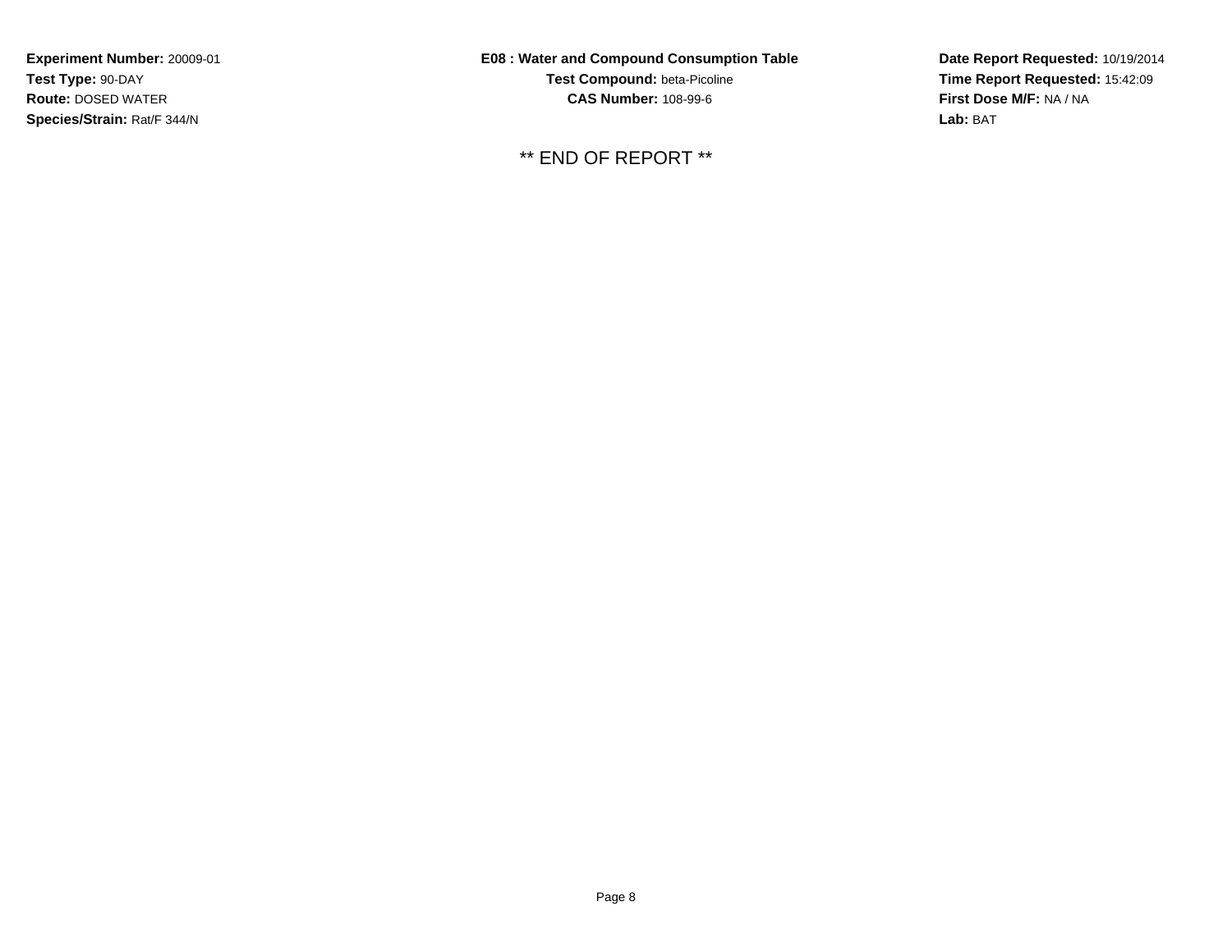**Experiment Number:** 20009-01
**Test Type:** 90-DAY
**Route:** DOSED WATER
**Species/Strain:** Rat/F 344/N

**E08 : Water and Compound Consumption Table**
**Test Compound:** beta-Picoline
**CAS Number:** 108-99-6

**Date Report Requested:** 10/19/2014
**Time Report Requested:** 15:42:09
**First Dose M/F:** NA / NA
**Lab:** BAT

** END OF REPORT **